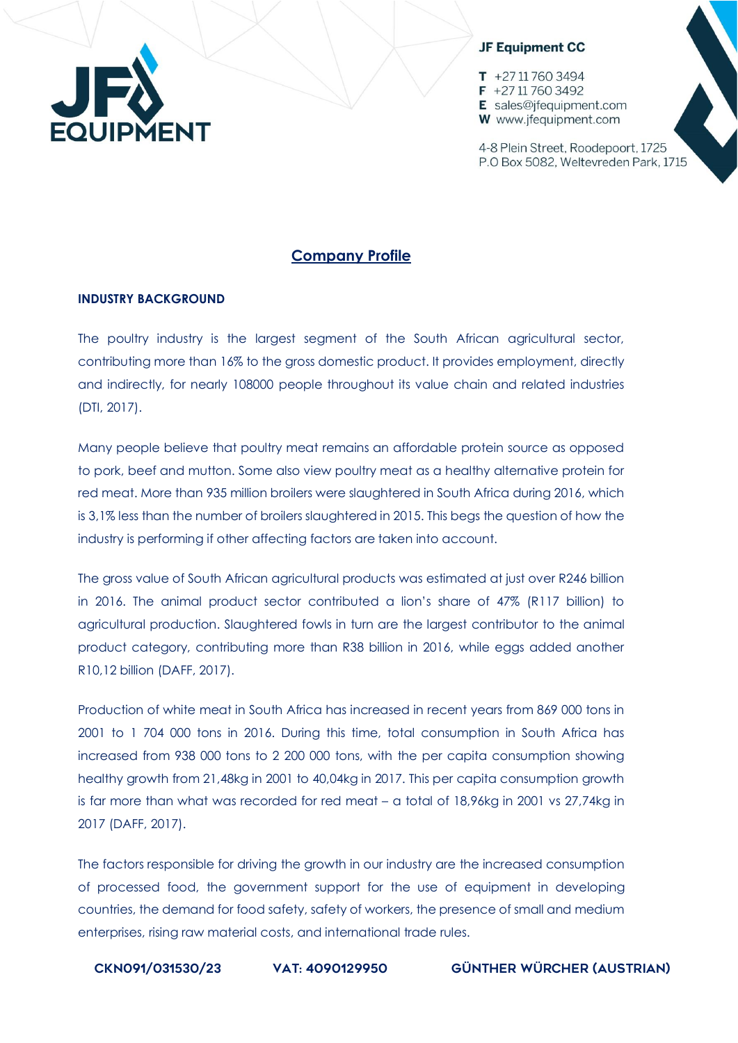**JF Equipment CC**

**T** +27 11 760 3494
**F** +27 11 760 3492
**E** sales@jfequipment.com
**W** www.jfequipment.com

4-8 Plein Street, Roodepoort, 1725
P.O Box 5082, Weltevreden Park, 1715

# Company Profile

## INDUSTRY BACKGROUND

The poultry industry is the largest segment of the South African agricultural sector, contributing more than 16% to the gross domestic product. It provides employment, directly and indirectly, for nearly 108000 people throughout its value chain and related industries (DTI, 2017).

Many people believe that poultry meat remains an affordable protein source as opposed to pork, beef and mutton. Some also view poultry meat as a healthy alternative protein for red meat. More than 935 million broilers were slaughtered in South Africa during 2016, which is 3,1% less than the number of broilers slaughtered in 2015. This begs the question of how the industry is performing if other affecting factors are taken into account.

The gross value of South African agricultural products was estimated at just over R246 billion in 2016. The animal product sector contributed a lion's share of 47% (R117 billion) to agricultural production. Slaughtered fowls in turn are the largest contributor to the animal product category, contributing more than R38 billion in 2016, while eggs added another R10,12 billion (DAFF, 2017).

Production of white meat in South Africa has increased in recent years from 869 000 tons in 2001 to 1 704 000 tons in 2016. During this time, total consumption in South Africa has increased from 938 000 tons to 2 200 000 tons, with the per capita consumption showing healthy growth from 21,48kg in 2001 to 40,04kg in 2017. This per capita consumption growth is far more than what was recorded for red meat – a total of 18,96kg in 2001 vs 27,74kg in 2017 (DAFF, 2017).

The factors responsible for driving the growth in our industry are the increased consumption of processed food, the government support for the use of equipment in developing countries, the demand for food safety, safety of workers, the presence of small and medium enterprises, rising raw material costs, and international trade rules.

CKN091/031530/23 VAT: 4090129950 GÜNTHER WÜRCHER (AUSTRIAN)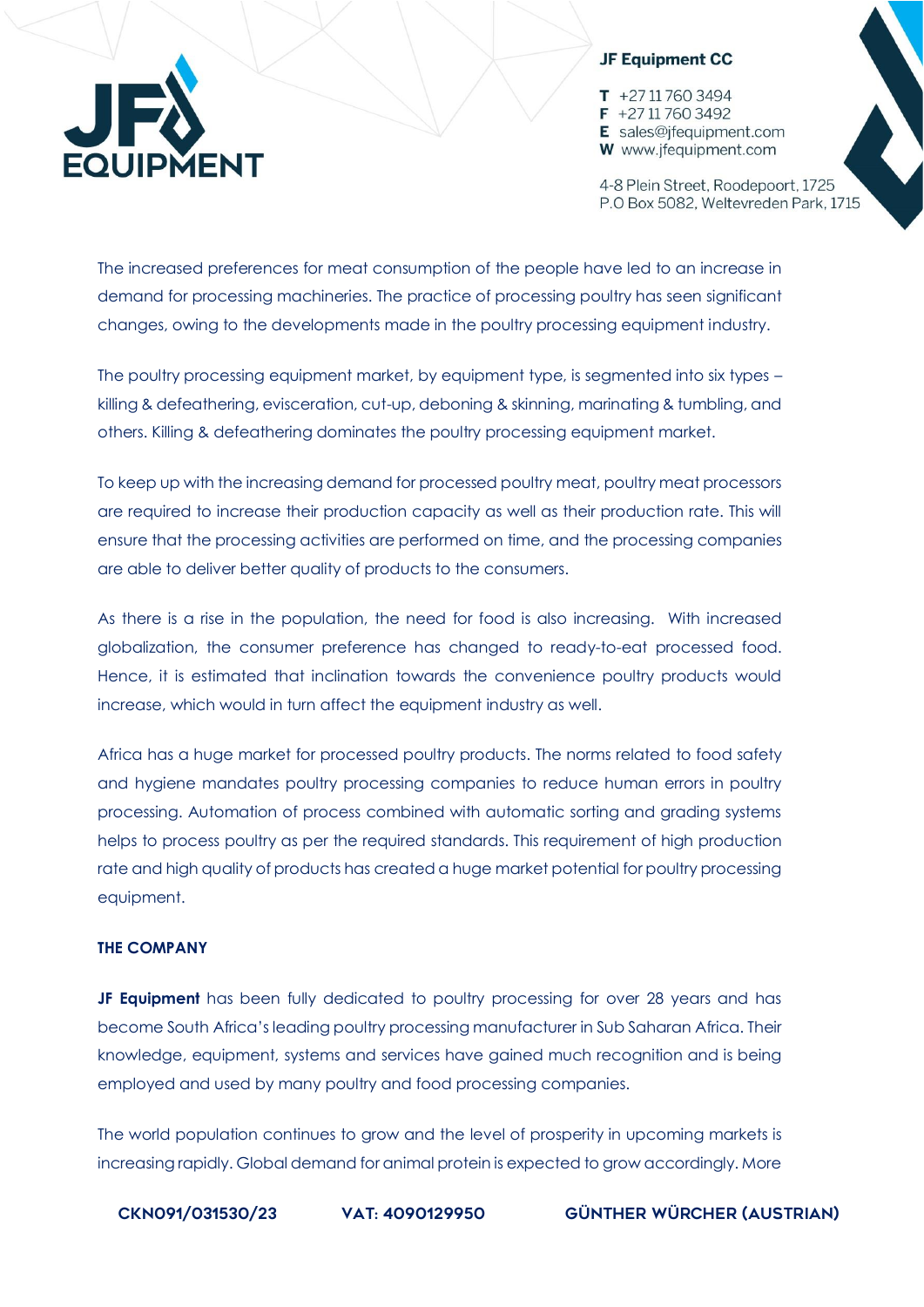The increased preferences for meat consumption of the people have led to an increase in demand for processing machineries. The practice of processing poultry has seen significant changes, owing to the developments made in the poultry processing equipment industry.

The poultry processing equipment market, by equipment type, is segmented into six types – killing & defeathering, evisceration, cut-up, deboning & skinning, marinating & tumbling, and others. Killing & defeathering dominates the poultry processing equipment market.

To keep up with the increasing demand for processed poultry meat, poultry meat processors are required to increase their production capacity as well as their production rate. This will ensure that the processing activities are performed on time, and the processing companies are able to deliver better quality of products to the consumers.

As there is a rise in the population, the need for food is also increasing. With increased globalization, the consumer preference has changed to ready-to-eat processed food. Hence, it is estimated that inclination towards the convenience poultry products would increase, which would in turn affect the equipment industry as well.

Africa has a huge market for processed poultry products. The norms related to food safety and hygiene mandates poultry processing companies to reduce human errors in poultry processing. Automation of process combined with automatic sorting and grading systems helps to process poultry as per the required standards. This requirement of high production rate and high quality of products has created a huge market potential for poultry processing equipment.

## THE COMPANY

**JF Equipment** has been fully dedicated to poultry processing for over 28 years and has become South Africa's leading poultry processing manufacturer in Sub Saharan Africa. Their knowledge, equipment, systems and services have gained much recognition and is being employed and used by many poultry and food processing companies.

The world population continues to grow and the level of prosperity in upcoming markets is increasing rapidly. Global demand for animal protein is expected to grow accordingly. More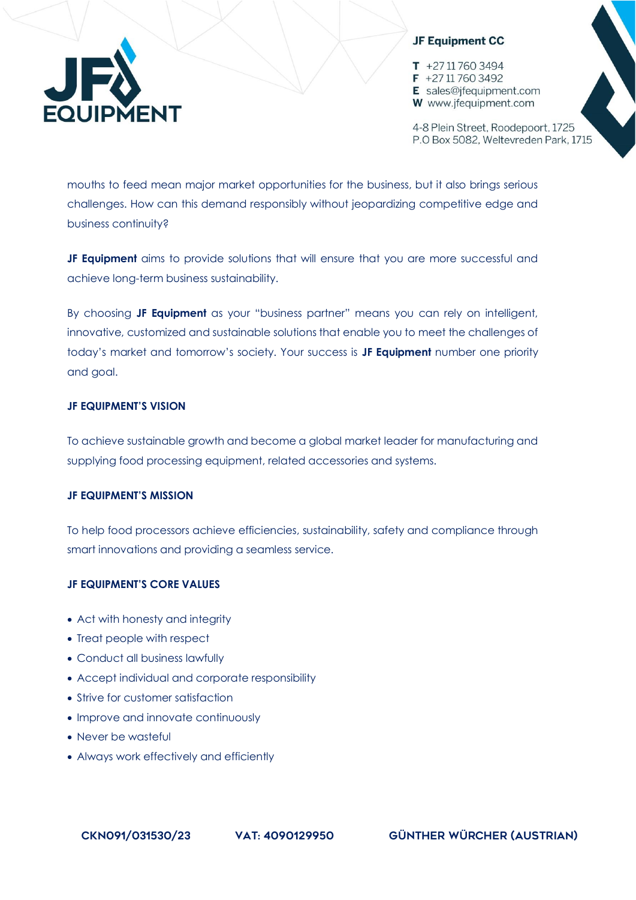mouths to feed mean major market opportunities for the business, but it also brings serious challenges. How can this demand responsibly without jeopardizing competitive edge and business continuity?

**JF Equipment** aims to provide solutions that will ensure that you are more successful and achieve long-term business sustainability.

By choosing **JF Equipment** as your "business partner" means you can rely on intelligent, innovative, customized and sustainable solutions that enable you to meet the challenges of today's market and tomorrow's society. Your success is **JF Equipment** number one priority and goal.

### JF EQUIPMENT'S VISION

To achieve sustainable growth and become a global market leader for manufacturing and supplying food processing equipment, related accessories and systems.

### JF EQUIPMENT'S MISSION

To help food processors achieve efficiencies, sustainability, safety and compliance through smart innovations and providing a seamless service.

### JF EQUIPMENT'S CORE VALUES

- Act with honesty and integrity
- Treat people with respect
- Conduct all business lawfully
- Accept individual and corporate responsibility
- Strive for customer satisfaction
- Improve and innovate continuously
- Never be wasteful
- Always work effectively and efficiently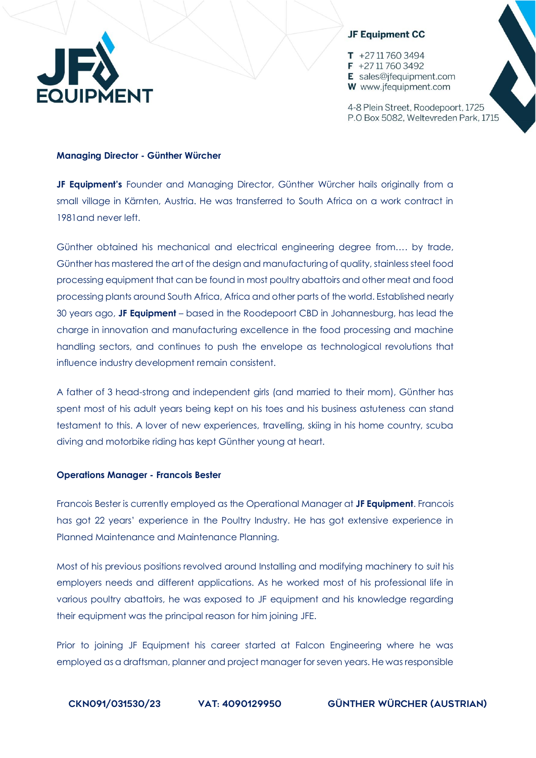## Managing Director - Günther Würcher

**JF Equipment's** Founder and Managing Director, Günther Würcher hails originally from a small village in Kärnten, Austria. He was transferred to South Africa on a work contract in 1981and never left.

Günther obtained his mechanical and electrical engineering degree from…. by trade, Günther has mastered the art of the design and manufacturing of quality, stainless steel food processing equipment that can be found in most poultry abattoirs and other meat and food processing plants around South Africa, Africa and other parts of the world. Established nearly 30 years ago, **JF Equipment** – based in the Roodepoort CBD in Johannesburg, has lead the charge in innovation and manufacturing excellence in the food processing and machine handling sectors, and continues to push the envelope as technological revolutions that influence industry development remain consistent.

A father of 3 head-strong and independent girls (and married to their mom), Günther has spent most of his adult years being kept on his toes and his business astuteness can stand testament to this. A lover of new experiences, travelling, skiing in his home country, scuba diving and motorbike riding has kept Günther young at heart.

## Operations Manager - Francois Bester

Francois Bester is currently employed as the Operational Manager at **JF Equipment**. Francois has got 22 years' experience in the Poultry Industry. He has got extensive experience in Planned Maintenance and Maintenance Planning.

Most of his previous positions revolved around Installing and modifying machinery to suit his employers needs and different applications. As he worked most of his professional life in various poultry abattoirs, he was exposed to JF equipment and his knowledge regarding their equipment was the principal reason for him joining JFE.

Prior to joining JF Equipment his career started at Falcon Engineering where he was employed as a draftsman, planner and project manager for seven years. He was responsible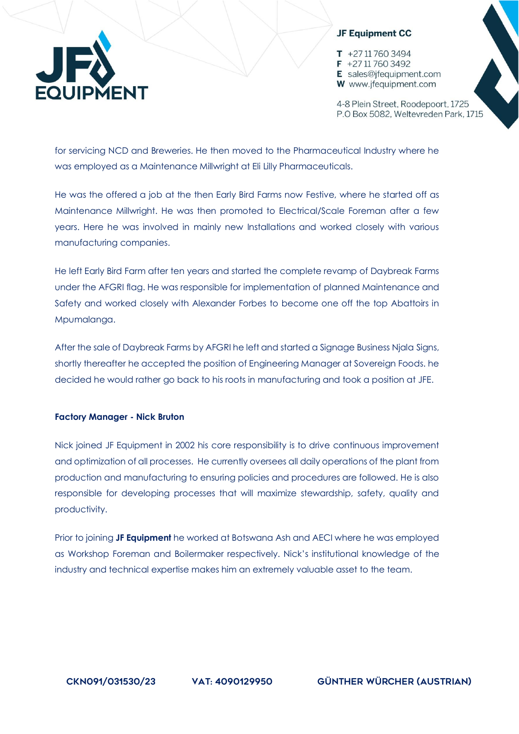for servicing NCD and Breweries. He then moved to the Pharmaceutical Industry where he was employed as a Maintenance Millwright at Eli Lilly Pharmaceuticals.

He was the offered a job at the then Early Bird Farms now Festive, where he started off as Maintenance Millwright. He was then promoted to Electrical/Scale Foreman after a few years. Here he was involved in mainly new Installations and worked closely with various manufacturing companies.

He left Early Bird Farm after ten years and started the complete revamp of Daybreak Farms under the AFGRI flag. He was responsible for implementation of planned Maintenance and Safety and worked closely with Alexander Forbes to become one off the top Abattoirs in Mpumalanga.

After the sale of Daybreak Farms by AFGRI he left and started a Signage Business Njala Signs, shortly thereafter he accepted the position of Engineering Manager at Sovereign Foods. he decided he would rather go back to his roots in manufacturing and took a position at JFE.

**Factory Manager - Nick Bruton**

Nick joined JF Equipment in 2002 his core responsibility is to drive continuous improvement and optimization of all processes. He currently oversees all daily operations of the plant from production and manufacturing to ensuring policies and procedures are followed. He is also responsible for developing processes that will maximize stewardship, safety, quality and productivity.

Prior to joining **JF Equipment** he worked at Botswana Ash and AECI where he was employed as Workshop Foreman and Boilermaker respectively. Nick's institutional knowledge of the industry and technical expertise makes him an extremely valuable asset to the team.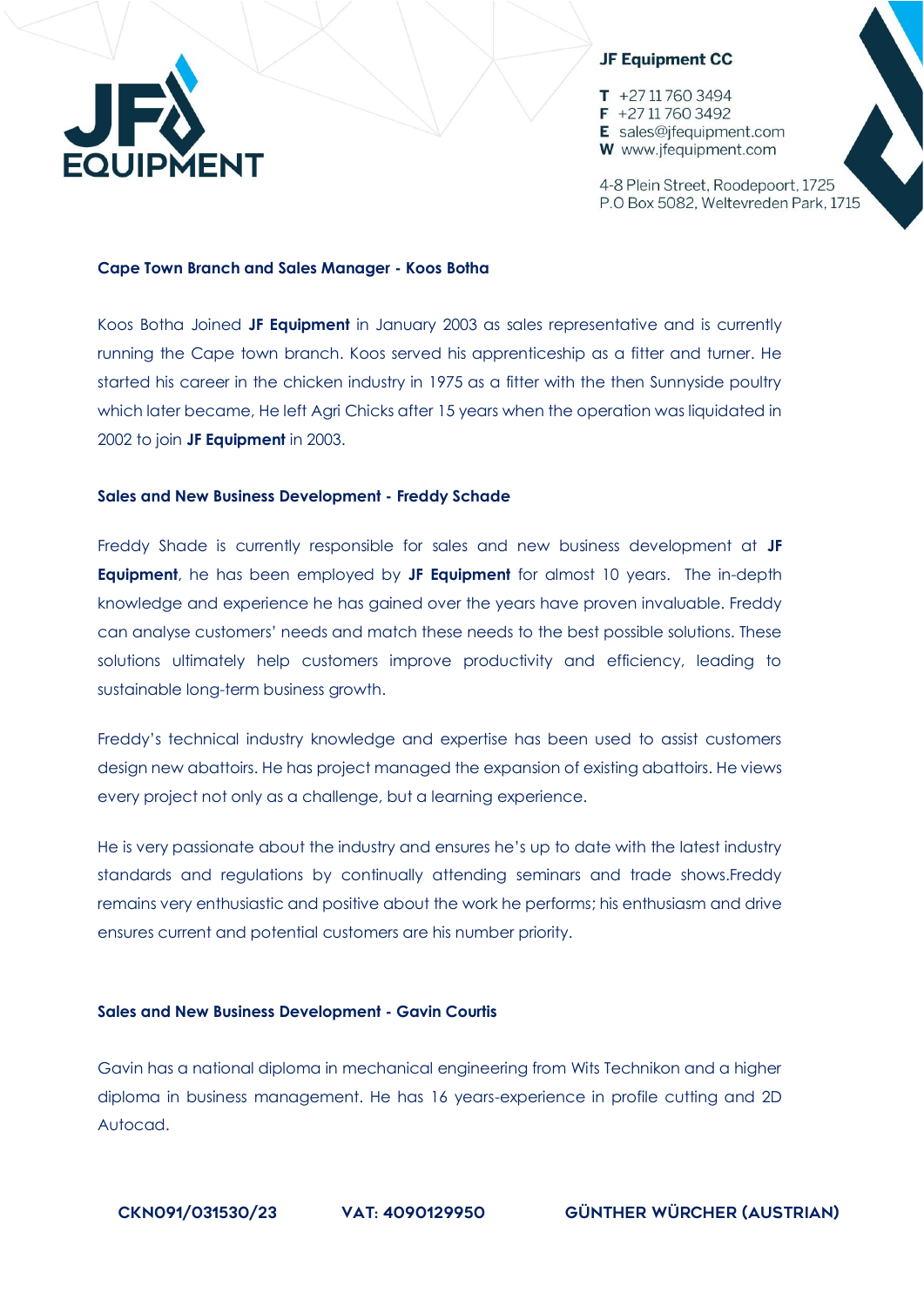**Cape Town Branch and Sales Manager - Koos Botha**

Koos Botha Joined **JF Equipment** in January 2003 as sales representative and is currently running the Cape town branch. Koos served his apprenticeship as a fitter and turner. He started his career in the chicken industry in 1975 as a fitter with the then Sunnyside poultry which later became, He left Agri Chicks after 15 years when the operation was liquidated in 2002 to join **JF Equipment** in 2003.

**Sales and New Business Development - Freddy Schade**

Freddy Shade is currently responsible for sales and new business development at **JF Equipment**, he has been employed by **JF Equipment** for almost 10 years. The in-depth knowledge and experience he has gained over the years have proven invaluable. Freddy can analyse customers' needs and match these needs to the best possible solutions. These solutions ultimately help customers improve productivity and efficiency, leading to sustainable long-term business growth.

Freddy's technical industry knowledge and expertise has been used to assist customers design new abattoirs. He has project managed the expansion of existing abattoirs. He views every project not only as a challenge, but a learning experience.

He is very passionate about the industry and ensures he's up to date with the latest industry standards and regulations by continually attending seminars and trade shows.Freddy remains very enthusiastic and positive about the work he performs; his enthusiasm and drive ensures current and potential customers are his number priority.

**Sales and New Business Development - Gavin Courtis**

Gavin has a national diploma in mechanical engineering from Wits Technikon and a higher diploma in business management. He has 16 years-experience in profile cutting and 2D Autocad.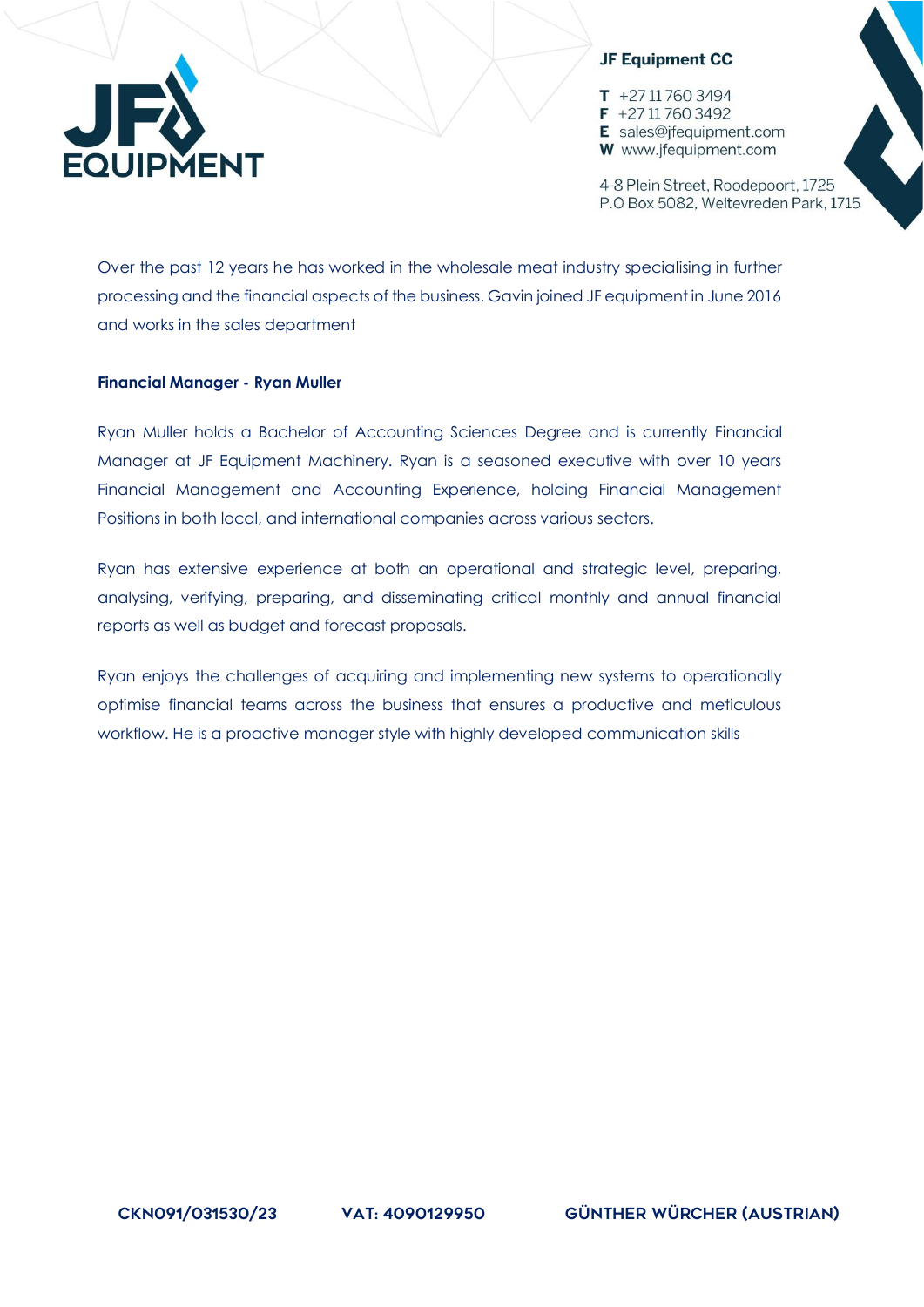Over the past 12 years he has worked in the wholesale meat industry specialising in further processing and the financial aspects of the business. Gavin joined JF equipment in June 2016 and works in the sales department

**Financial Manager - Ryan Muller**

Ryan Muller holds a Bachelor of Accounting Sciences Degree and is currently Financial Manager at JF Equipment Machinery. Ryan is a seasoned executive with over 10 years Financial Management and Accounting Experience, holding Financial Management Positions in both local, and international companies across various sectors.

Ryan has extensive experience at both an operational and strategic level, preparing, analysing, verifying, preparing, and disseminating critical monthly and annual financial reports as well as budget and forecast proposals.

Ryan enjoys the challenges of acquiring and implementing new systems to operationally optimise financial teams across the business that ensures a productive and meticulous workflow. He is a proactive manager style with highly developed communication skills